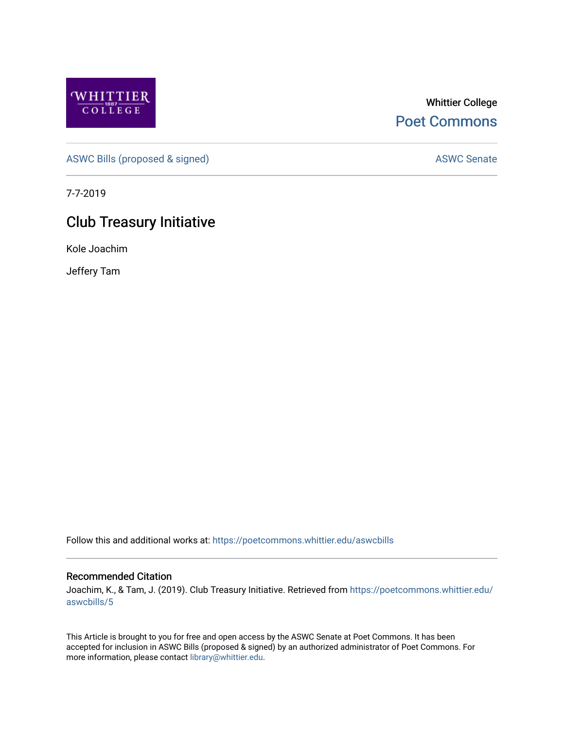Whittier College

Poet Commons

ASWC Bills (proposed & signed)

ASWC Senate

7-7-2019

# Club Treasury Initiative

Kole Joachim

Jeffery Tam

Follow this and additional works at: https://poetcommons.whittier.edu/aswcbills

## Recommended Citation

Joachim, K., & Tam, J. (2019). Club Treasury Initiative. Retrieved from https://poetcommons.whittier.edu/aswcbills/5

This Article is brought to you for free and open access by the ASWC Senate at Poet Commons. It has been accepted for inclusion in ASWC Bills (proposed & signed) by an authorized administrator of Poet Commons. For more information, please contact library@whittier.edu.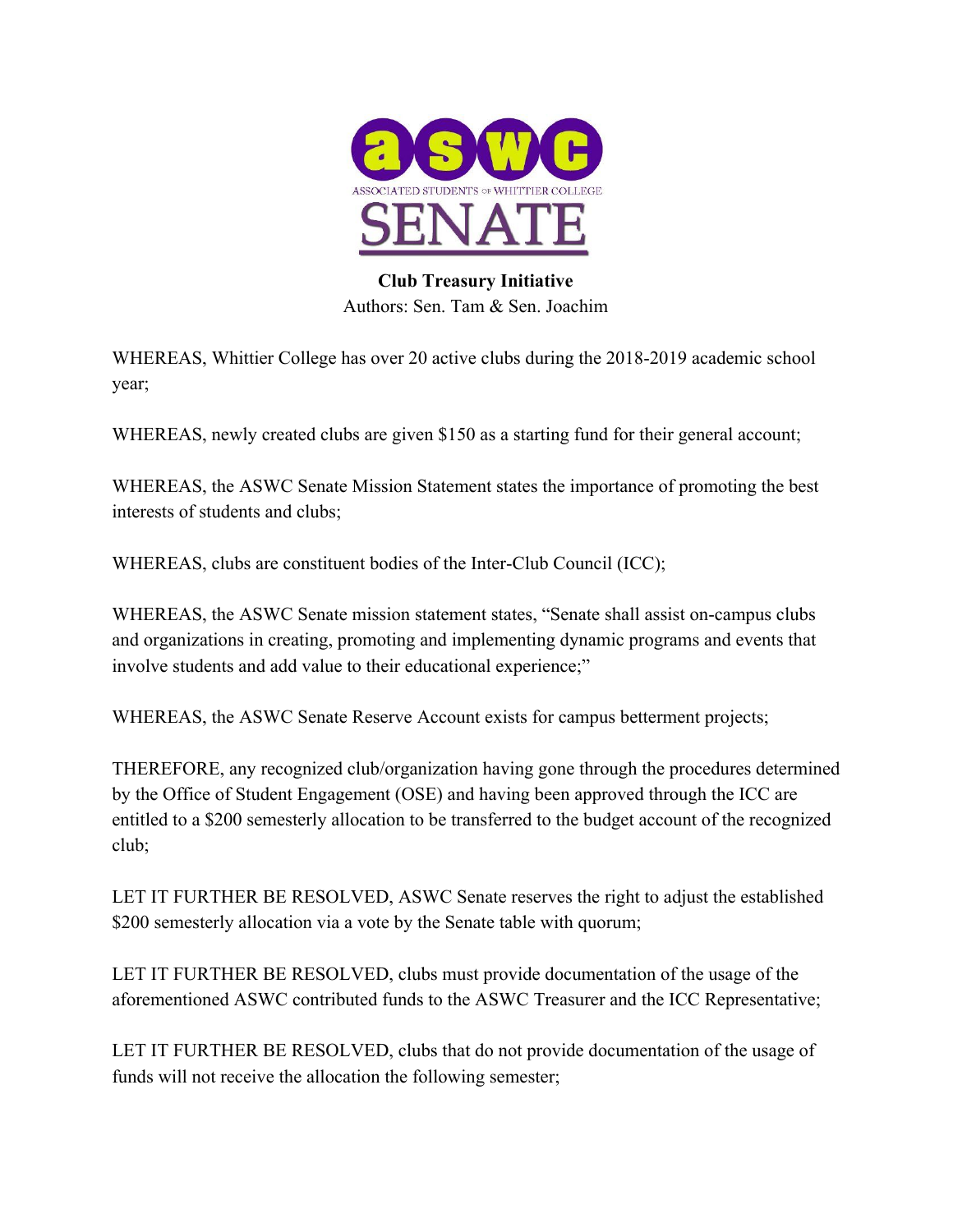ASSOCIATED STUDENTS OF WHITTIER COLLEGE

# SENATE

**Club Treasury Initiative**

Authors: Sen. Tam & Sen. Joachim

WHEREAS, Whittier College has over 20 active clubs during the 2018-2019 academic school year;

WHEREAS, newly created clubs are given $150 as a starting fund for their general account;

WHEREAS, the ASWC Senate Mission Statement states the importance of promoting the best interests of students and clubs;

WHEREAS, clubs are constituent bodies of the Inter-Club Council (ICC);

WHEREAS, the ASWC Senate mission statement states, "Senate shall assist on-campus clubs and organizations in creating, promoting and implementing dynamic programs and events that involve students and add value to their educational experience;"

WHEREAS, the ASWC Senate Reserve Account exists for campus betterment projects;

THEREFORE, any recognized club/organization having gone through the procedures determined by the Office of Student Engagement (OSE) and having been approved through the ICC are entitled to a $200 semesterly allocation to be transferred to the budget account of the recognized club;

LET IT FURTHER BE RESOLVED, ASWC Senate reserves the right to adjust the established $200 semesterly allocation via a vote by the Senate table with quorum;

LET IT FURTHER BE RESOLVED, clubs must provide documentation of the usage of the aforementioned ASWC contributed funds to the ASWC Treasurer and the ICC Representative;

LET IT FURTHER BE RESOLVED, clubs that do not provide documentation of the usage of funds will not receive the allocation the following semester;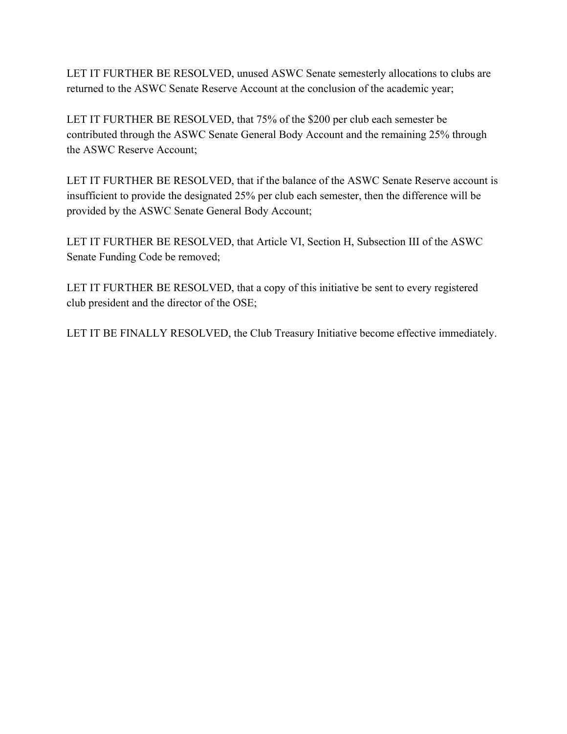LET IT FURTHER BE RESOLVED, unused ASWC Senate semesterly allocations to clubs are returned to the ASWC Senate Reserve Account at the conclusion of the academic year;

LET IT FURTHER BE RESOLVED, that 75% of the $200 per club each semester be contributed through the ASWC Senate General Body Account and the remaining 25% through the ASWC Reserve Account;

LET IT FURTHER BE RESOLVED, that if the balance of the ASWC Senate Reserve account is insufficient to provide the designated 25% per club each semester, then the difference will be provided by the ASWC Senate General Body Account;

LET IT FURTHER BE RESOLVED, that Article VI, Section H, Subsection III of the ASWC Senate Funding Code be removed;

LET IT FURTHER BE RESOLVED, that a copy of this initiative be sent to every registered club president and the director of the OSE;

LET IT BE FINALLY RESOLVED, the Club Treasury Initiative become effective immediately.